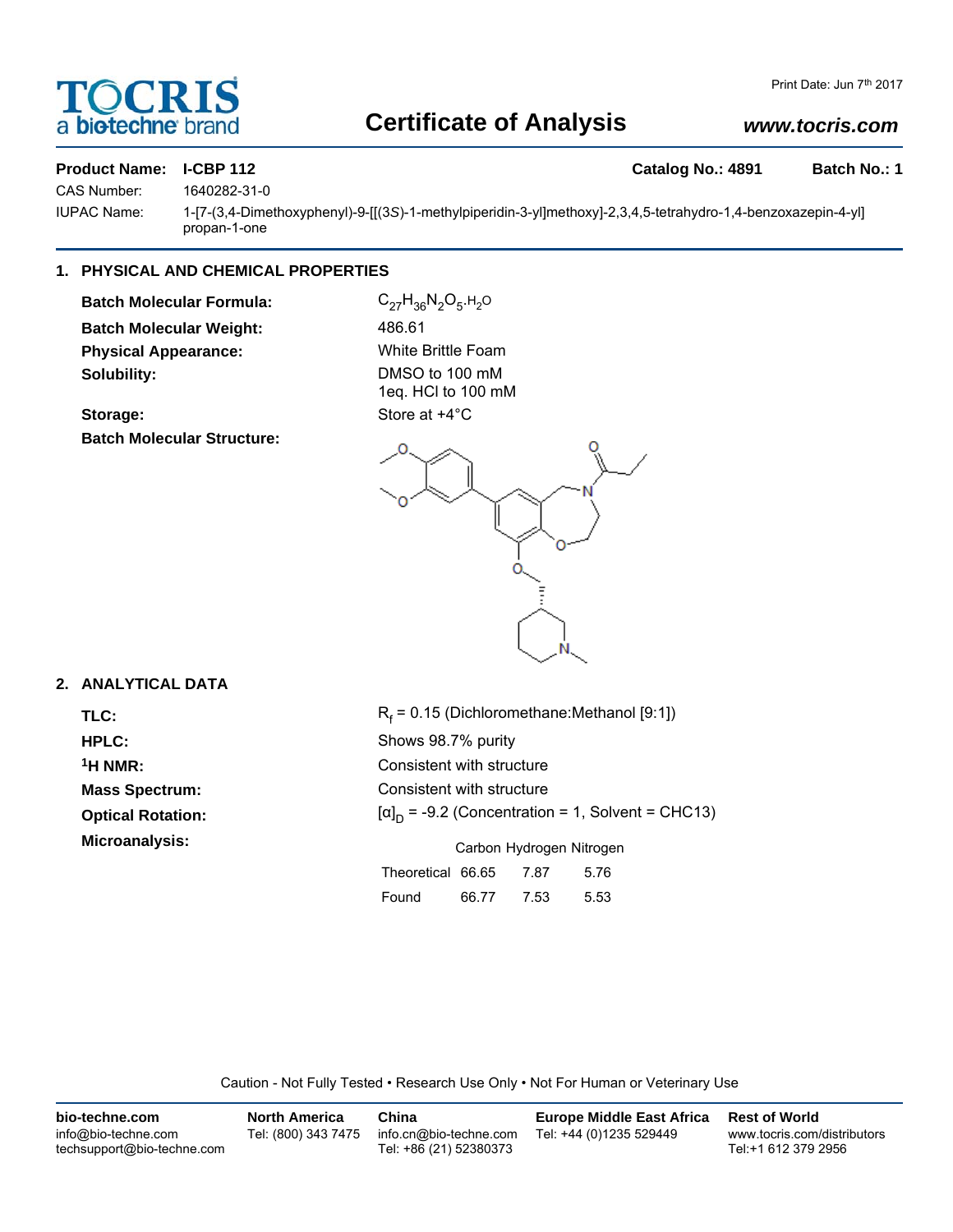TOCRIS a biotechne brand

Print Date: Jun 7th 2017

# Certificate of Analysis

www.tocris.com

**Product Name:** I-CBP 112 **Catalog No.: 4891** **Batch No.: 1**

CAS Number: 1640282-31-0

IUPAC Name: 1-[7-(3,4-Dimethoxyphenyl)-9-[[(3*S*)-1-methylpiperidin-3-yl]methoxy]-2,3,4,5-tetrahydro-1,4-benzoxazepin-4-yl] propan-1-one

## 1. PHYSICAL AND CHEMICAL PROPERTIES

**Batch Molecular Formula:** $C_{27}H_{36}N_2O_5.H_2O$

**Batch Molecular Weight:** 486.61

**Physical Appearance:** White Brittle Foam

**Solubility:** DMSO to 100 mM
1eq. HCl to 100 mM

**Storage:** Store at +4°C

**Batch Molecular Structure:**

## 2. ANALYTICAL DATA

**TLC:** $R_f$ = 0.15 (Dichloromethane:Methanol [9:1])

**HPLC:** Shows 98.7% purity

**$^1$H NMR:** Consistent with structure

**Mass Spectrum:** Consistent with structure

**Optical Rotation:** $[\alpha]_D$ = -9.2 (Concentration = 1, Solvent = CHC13)

**Microanalysis:**

| | Carbon | Hydrogen | Nitrogen |
|---|---|---|---|
| Theoretical | 66.65 | 7.87 | 5.76 |
| Found | 66.77 | 7.53 | 5.53 |

Caution - Not Fully Tested • Research Use Only • Not For Human or Veterinary Use

**bio-techne.com**
info@bio-techne.com
techsupport@bio-techne.com

**North America**
Tel: (800) 343 7475

**China**
info.cn@bio-techne.com
Tel: +86 (21) 52380373

**Europe Middle East Africa**
Tel: +44 (0)1235 529449

**Rest of World**
www.tocris.com/distributors
Tel:+1 612 379 2956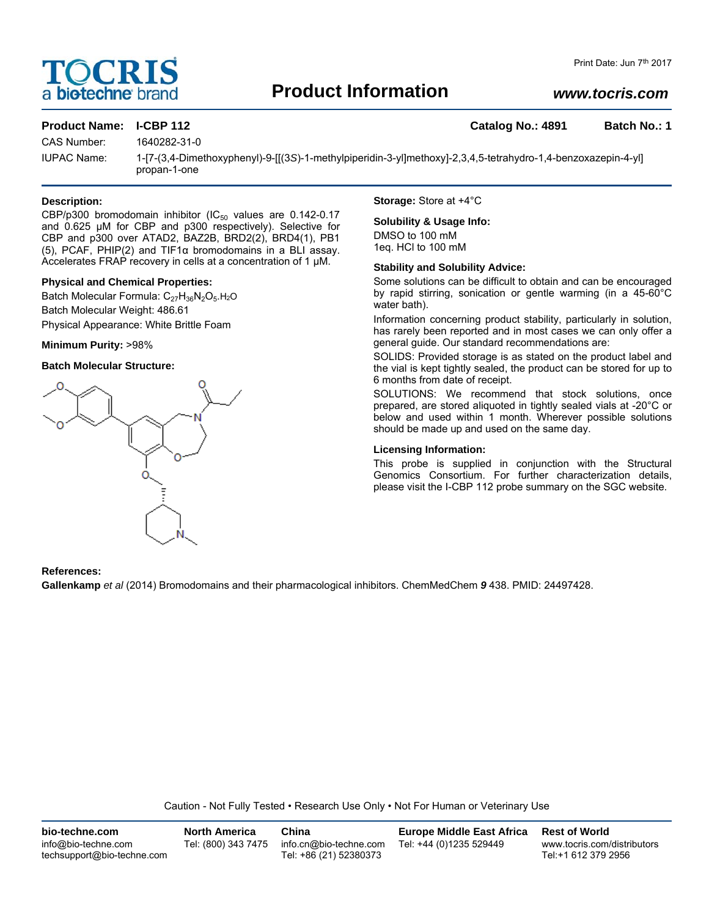**Product Name:** **I-CBP 112** **Catalog No.: 4891** **Batch No.: 1**

CAS Number: 1640282-31-0

IUPAC Name: 1-[7-(3,4-Dimethoxyphenyl)-9-[[(3*S*)-1-methylpiperidin-3-yl]methoxy]-2,3,4,5-tetrahydro-1,4-benzoxazepin-4-yl] propan-1-one

### Description:

CBP/p300 bromodomain inhibitor ($IC_{50}$ values are 0.142-0.17 and 0.625 μM for CBP and p300 respectively). Selective for CBP and p300 over ATAD2, BAZ2B, BRD2(2), BRD4(1), PB1 (5), PCAF, PHIP(2) and TIF1α bromodomains in a BLI assay. Accelerates FRAP recovery in cells at a concentration of 1 μM.

### Physical and Chemical Properties:

Batch Molecular Formula: $C_{27}H_{36}N_2O_5.H_2O$

Batch Molecular Weight: 486.61

Physical Appearance: White Brittle Foam

**Minimum Purity:** >98%

### Batch Molecular Structure:

O
O
O
N
O
O
N

**Storage:** Store at +4°C

### Solubility & Usage Info:

DMSO to 100 mM

1eq. HCl to 100 mM

### Stability and Solubility Advice:

Some solutions can be difficult to obtain and can be encouraged by rapid stirring, sonication or gentle warming (in a 45-60°C water bath).

Information concerning product stability, particularly in solution, has rarely been reported and in most cases we can only offer a general guide. Our standard recommendations are:

SOLIDS: Provided storage is as stated on the product label and the vial is kept tightly sealed, the product can be stored for up to 6 months from date of receipt.

SOLUTIONS: We recommend that stock solutions, once prepared, are stored aliquoted in tightly sealed vials at -20°C or below and used within 1 month. Wherever possible solutions should be made up and used on the same day.

### Licensing Information:

This probe is supplied in conjunction with the Structural Genomics Consortium. For further characterization details, please visit the I-CBP 112 probe summary on the SGC website.

### References:

**Gallenkamp** *et al* (2014) Bromodomains and their pharmacological inhibitors. ChemMedChem ***9*** 438. PMID: 24497428.

Caution - Not Fully Tested • Research Use Only • Not For Human or Veterinary Use

**bio-techne.com**
info@bio-techne.com
techsupport@bio-techne.com

**North America**
Tel: (800) 343 7475

**China**
info.cn@bio-techne.com
Tel: +86 (21) 52380373

**Europe Middle East Africa**
Tel: +44 (0)1235 529449

**Rest of World**
www.tocris.com/distributors
Tel:+1 612 379 2956